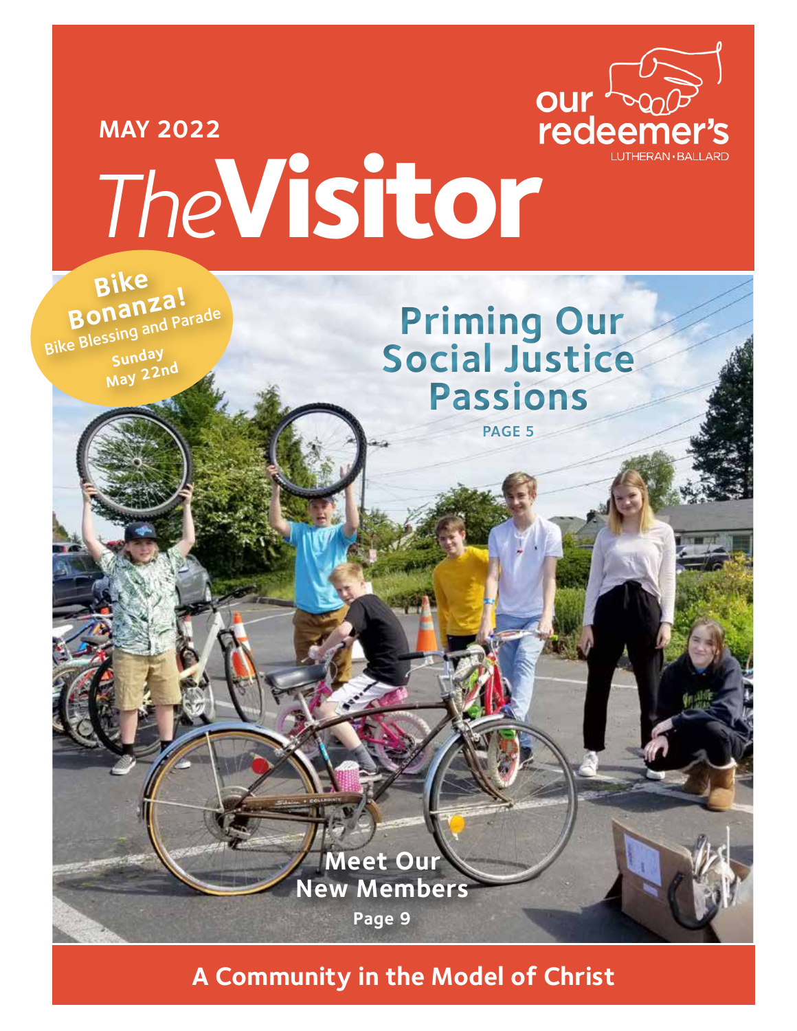MAY 2022

# *The* Visitor

our redeemer's
LUTHERAN • BALLARD

**Bike Bonanza!**
Bike Blessing and Parade
Sunday May 22nd

## Priming Our Social Justice Passions

PAGE 5

## Meet Our New Members

Page 9

**A Community in the Model of Christ**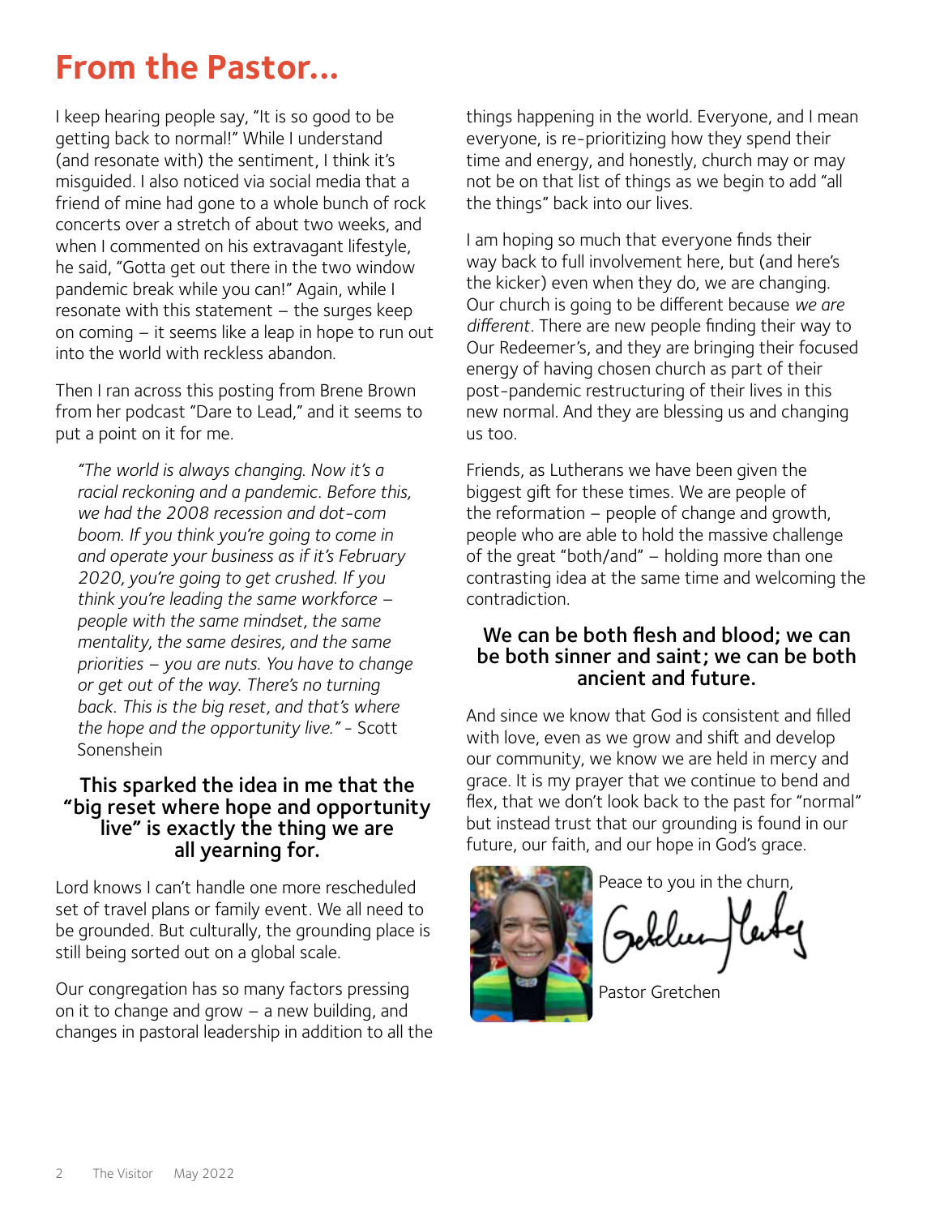# From the Pastor...

I keep hearing people say, "It is so good to be getting back to normal!" While I understand (and resonate with) the sentiment, I think it's misguided. I also noticed via social media that a friend of mine had gone to a whole bunch of rock concerts over a stretch of about two weeks, and when I commented on his extravagant lifestyle, he said, "Gotta get out there in the two window pandemic break while you can!" Again, while I resonate with this statement – the surges keep on coming – it seems like a leap in hope to run out into the world with reckless abandon.

Then I ran across this posting from Brene Brown from her podcast "Dare to Lead," and it seems to put a point on it for me.

> *"The world is always changing. Now it's a racial reckoning and a pandemic. Before this, we had the 2008 recession and dot-com boom. If you think you're going to come in and operate your business as if it's February 2020, you're going to get crushed. If you think you're leading the same workforce – people with the same mindset, the same mentality, the same desires, and the same priorities – you are nuts. You have to change or get out of the way. There's no turning back. This is the big reset, and that's where the hope and the opportunity live."* - Scott Sonenshein

**This sparked the idea in me that the "big reset where hope and opportunity live" is exactly the thing we are all yearning for.**

Lord knows I can't handle one more rescheduled set of travel plans or family event. We all need to be grounded. But culturally, the grounding place is still being sorted out on a global scale.

Our congregation has so many factors pressing on it to change and grow – a new building, and changes in pastoral leadership in addition to all the things happening in the world. Everyone, and I mean everyone, is re-prioritizing how they spend their time and energy, and honestly, church may or may not be on that list of things as we begin to add "all the things" back into our lives.

I am hoping so much that everyone finds their way back to full involvement here, but (and here's the kicker) even when they do, we are changing. Our church is going to be different because *we are different*. There are new people finding their way to Our Redeemer's, and they are bringing their focused energy of having chosen church as part of their post-pandemic restructuring of their lives in this new normal. And they are blessing us and changing us too.

Friends, as Lutherans we have been given the biggest gift for these times. We are people of the reformation – people of change and growth, people who are able to hold the massive challenge of the great "both/and" – holding more than one contrasting idea at the same time and welcoming the contradiction.

**We can be both flesh and blood; we can be both sinner and saint; we can be both ancient and future.**

And since we know that God is consistent and filled with love, even as we grow and shift and develop our community, we know we are held in mercy and grace. It is my prayer that we continue to bend and flex, that we don't look back to the past for "normal" but instead trust that our grounding is found in our future, our faith, and our hope in God's grace.

Peace to you in the churn,

Pastor Gretchen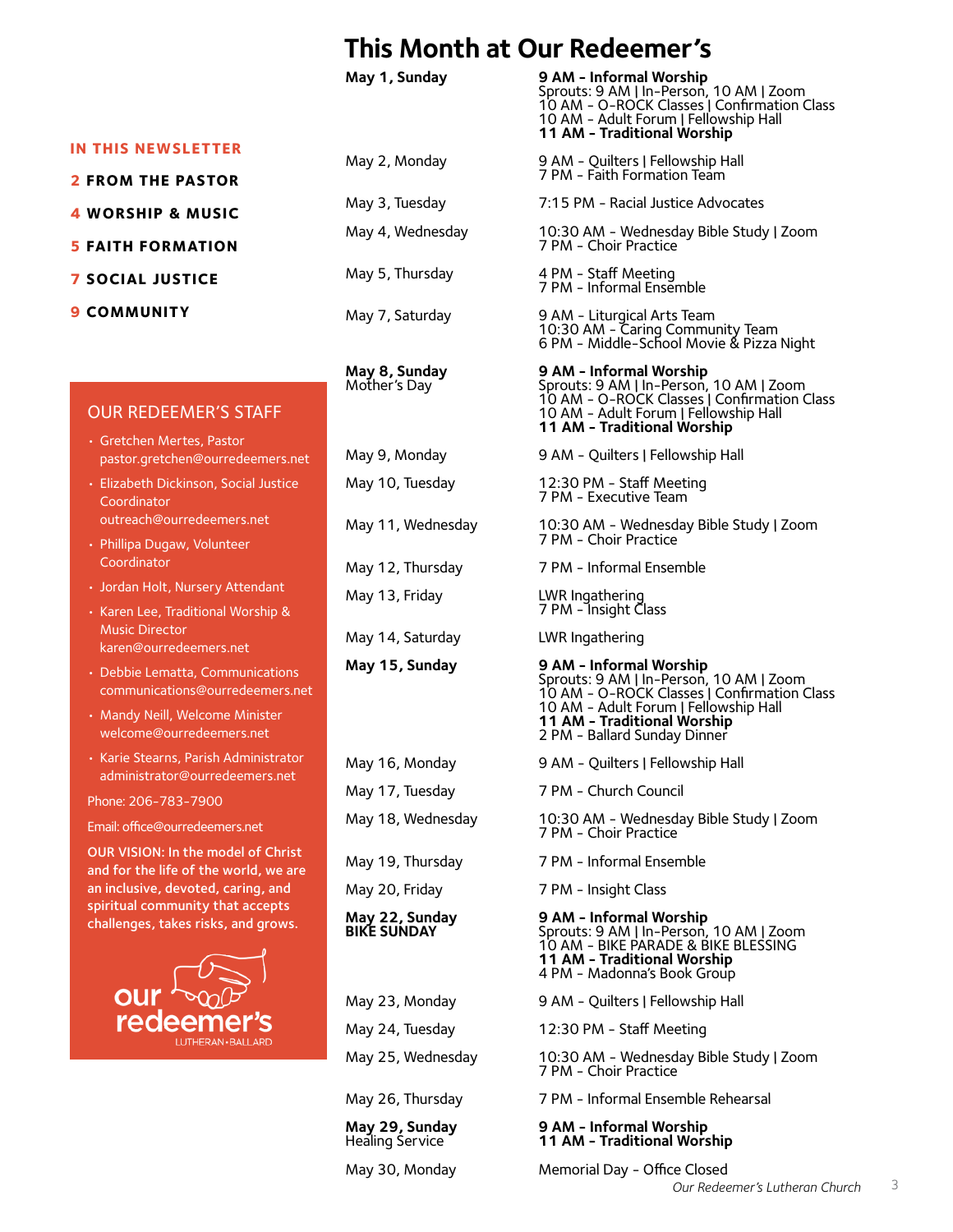# This Month at Our Redeemer's

**IN THIS NEWSLETTER**

**2 FROM THE PASTOR**

**4 WORSHIP & MUSIC**

**5 FAITH FORMATION**

**7 SOCIAL JUSTICE**

**9 COMMUNITY**

## OUR REDEEMER'S STAFF

- Gretchen Mertes, Pastor
  pastor.gretchen@ourredeemers.net
- Elizabeth Dickinson, Social Justice Coordinator
  outreach@ourredeemers.net
- Phillipa Dugaw, Volunteer Coordinator
- Jordan Holt, Nursery Attendant
- Karen Lee, Traditional Worship & Music Director
  karen@ourredeemers.net
- Debbie Lematta, Communications
  communications@ourredeemers.net
- Mandy Neill, Welcome Minister
  welcome@ourredeemers.net
- Karie Stearns, Parish Administrator
  administrator@ourredeemers.net

Phone: 206-783-7900

Email: office@ourredeemers.net

**OUR VISION: In the model of Christ and for the life of the world, we are an inclusive, devoted, caring, and spiritual community that accepts challenges, takes risks, and grows.**

our redeemer's
LUTHERAN • BALLARD

| Date | Events |
|---|---|
| **May 1, Sunday** | **9 AM - Informal Worship**<br>Sprouts: 9 AM \| In-Person, 10 AM \| Zoom<br>10 AM - O-ROCK Classes \| Confirmation Class<br>10 AM - Adult Forum \| Fellowship Hall<br>**11 AM - Traditional Worship** |
| May 2, Monday | 9 AM - Quilters \| Fellowship Hall<br>7 PM - Faith Formation Team |
| May 3, Tuesday | 7:15 PM - Racial Justice Advocates |
| May 4, Wednesday | 10:30 AM - Wednesday Bible Study \| Zoom<br>7 PM - Choir Practice |
| May 5, Thursday | 4 PM - Staff Meeting<br>7 PM - Informal Ensemble |
| May 7, Saturday | 9 AM - Liturgical Arts Team<br>10:30 AM - Caring Community Team<br>6 PM - Middle-School Movie & Pizza Night |
| **May 8, Sunday**<br>Mother's Day | **9 AM - Informal Worship**<br>Sprouts: 9 AM \| In-Person, 10 AM \| Zoom<br>10 AM - O-ROCK Classes \| Confirmation Class<br>10 AM - Adult Forum \| Fellowship Hall<br>**11 AM - Traditional Worship** |
| May 9, Monday | 9 AM - Quilters \| Fellowship Hall |
| May 10, Tuesday | 12:30 PM - Staff Meeting<br>7 PM - Executive Team |
| May 11, Wednesday | 10:30 AM - Wednesday Bible Study \| Zoom<br>7 PM - Choir Practice |
| May 12, Thursday | 7 PM - Informal Ensemble |
| May 13, Friday | LWR Ingathering<br>7 PM - Insight Class |
| May 14, Saturday | LWR Ingathering |
| **May 15, Sunday** | **9 AM - Informal Worship**<br>Sprouts: 9 AM \| In-Person, 10 AM \| Zoom<br>10 AM - O-ROCK Classes \| Confirmation Class<br>10 AM - Adult Forum \| Fellowship Hall<br>**11 AM - Traditional Worship**<br>2 PM - Ballard Sunday Dinner |
| May 16, Monday | 9 AM - Quilters \| Fellowship Hall |
| May 17, Tuesday | 7 PM - Church Council |
| May 18, Wednesday | 10:30 AM - Wednesday Bible Study \| Zoom<br>7 PM - Choir Practice |
| May 19, Thursday | 7 PM - Informal Ensemble |
| May 20, Friday | 7 PM - Insight Class |
| **May 22, Sunday**<br>**BIKE SUNDAY** | **9 AM - Informal Worship**<br>Sprouts: 9 AM \| In-Person, 10 AM \| Zoom<br>10 AM - BIKE PARADE & BIKE BLESSING<br>**11 AM - Traditional Worship**<br>4 PM - Madonna's Book Group |
| May 23, Monday | 9 AM - Quilters \| Fellowship Hall |
| May 24, Tuesday | 12:30 PM - Staff Meeting |
| May 25, Wednesday | 10:30 AM - Wednesday Bible Study \| Zoom<br>7 PM - Choir Practice |
| May 26, Thursday | 7 PM - Informal Ensemble Rehearsal |
| **May 29, Sunday**<br>Healing Service | **9 AM - Informal Worship**<br>**11 AM - Traditional Worship** |
| May 30, Monday | Memorial Day - Office Closed |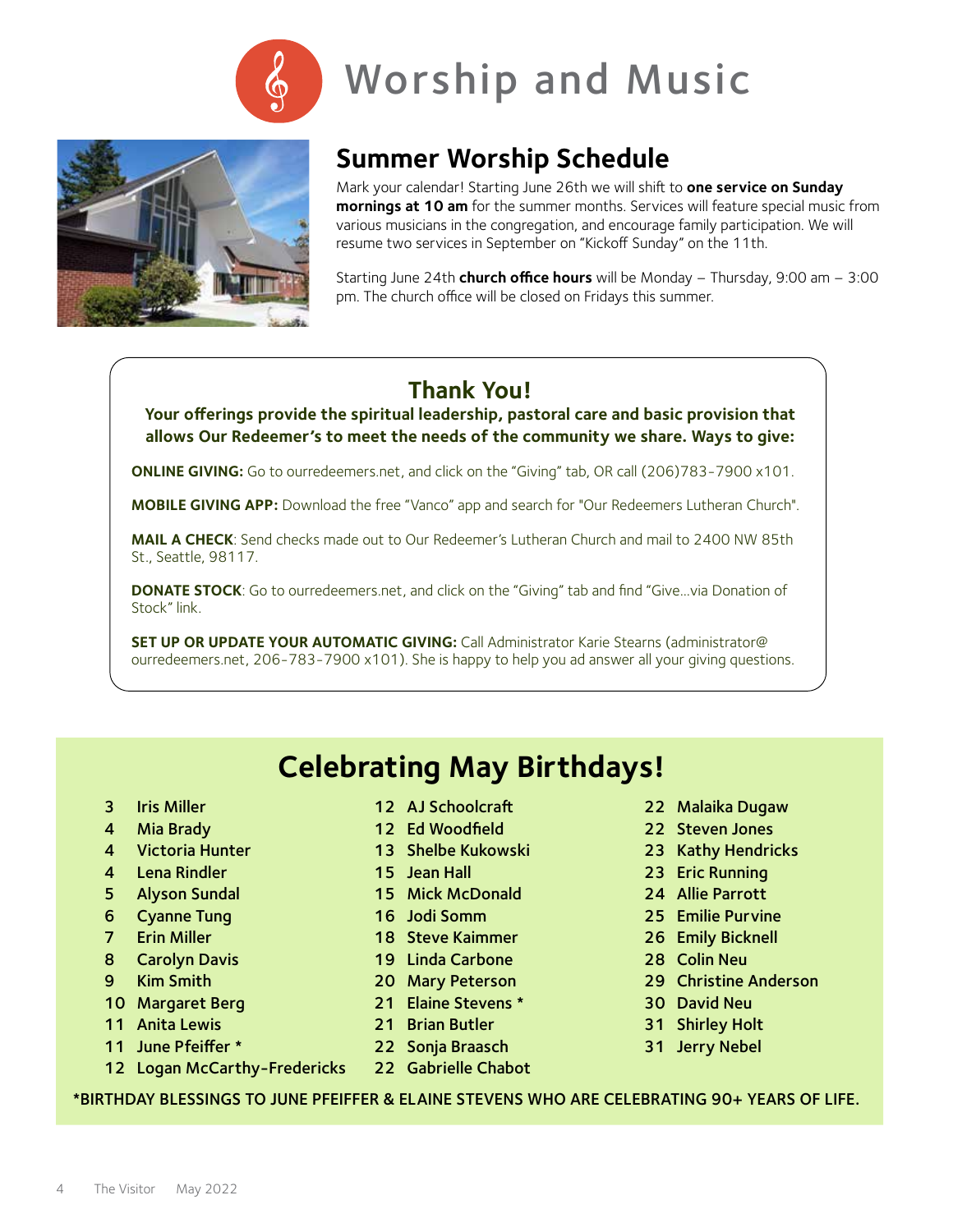# Worship and Music

## Summer Worship Schedule

Mark your calendar! Starting June 26th we will shift to **one service on Sunday mornings at 10 am** for the summer months. Services will feature special music from various musicians in the congregation, and encourage family participation. We will resume two services in September on "Kickoff Sunday" on the 11th.

Starting June 24th **church office hours** will be Monday – Thursday, 9:00 am – 3:00 pm. The church office will be closed on Fridays this summer.

## Thank You!

**Your offerings provide the spiritual leadership, pastoral care and basic provision that allows Our Redeemer's to meet the needs of the community we share. Ways to give:**

**ONLINE GIVING:** Go to ourredeemers.net, and click on the "Giving" tab, OR call (206)783-7900 x101.

**MOBILE GIVING APP:** Download the free "Vanco" app and search for "Our Redeemers Lutheran Church".

**MAIL A CHECK**: Send checks made out to Our Redeemer's Lutheran Church and mail to 2400 NW 85th St., Seattle, 98117.

**DONATE STOCK**: Go to ourredeemers.net, and click on the "Giving" tab and find "Give...via Donation of Stock" link.

**SET UP OR UPDATE YOUR AUTOMATIC GIVING:** Call Administrator Karie Stearns (administrator@ourredeemers.net, 206-783-7900 x101). She is happy to help you ad answer all your giving questions.

## Celebrating May Birthdays!

3 Iris Miller
4 Mia Brady
4 Victoria Hunter
4 Lena Rindler
5 Alyson Sundal
6 Cyanne Tung
7 Erin Miller
8 Carolyn Davis
9 Kim Smith
10 Margaret Berg
11 Anita Lewis
11 June Pfeiffer *
12 Logan McCarthy-Fredericks
12 AJ Schoolcraft
12 Ed Woodfield
13 Shelbe Kukowski
15 Jean Hall
15 Mick McDonald
16 Jodi Somm
18 Steve Kaimmer
19 Linda Carbone
20 Mary Peterson
21 Elaine Stevens *
21 Brian Butler
22 Sonja Braasch
22 Gabrielle Chabot
22 Malaika Dugaw
22 Steven Jones
23 Kathy Hendricks
23 Eric Running
24 Allie Parrott
25 Emilie Purvine
26 Emily Bicknell
28 Colin Neu
29 Christine Anderson
30 David Neu
31 Shirley Holt
31 Jerry Nebel

*BIRTHDAY BLESSINGS TO JUNE PFEIFFER & ELAINE STEVENS WHO ARE CELEBRATING 90+ YEARS OF LIFE.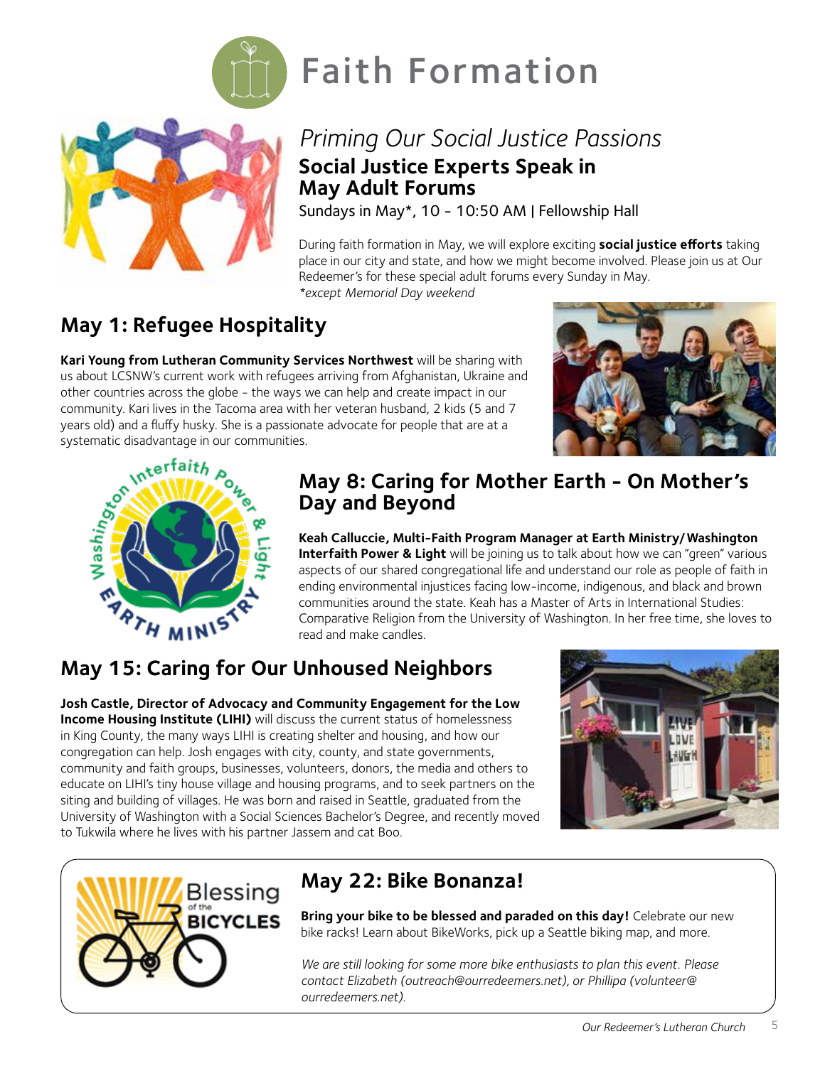# Faith Formation

*Priming Our Social Justice Passions*

## Social Justice Experts Speak in May Adult Forums

Sundays in May*, 10 - 10:50 AM | Fellowship Hall

During faith formation in May, we will explore exciting **social justice efforts** taking place in our city and state, and how we might become involved. Please join us at Our Redeemer's for these special adult forums every Sunday in May.
*\*except Memorial Day weekend*

## May 1: Refugee Hospitality

**Kari Young from Lutheran Community Services Northwest** will be sharing with us about LCSNW's current work with refugees arriving from Afghanistan, Ukraine and other countries across the globe - the ways we can help and create impact in our community. Kari lives in the Tacoma area with her veteran husband, 2 kids (5 and 7 years old) and a fluffy husky. She is a passionate advocate for people that are at a systematic disadvantage in our communities.

## May 8: Caring for Mother Earth - On Mother's Day and Beyond

**Keah Calluccie, Multi-Faith Program Manager at Earth Ministry/Washington Interfaith Power & Light** will be joining us to talk about how we can "green" various aspects of our shared congregational life and understand our role as people of faith in ending environmental injustices facing low-income, indigenous, and black and brown communities around the state. Keah has a Master of Arts in International Studies: Comparative Religion from the University of Washington. In her free time, she loves to read and make candles.

## May 15: Caring for Our Unhoused Neighbors

**Josh Castle, Director of Advocacy and Community Engagement for the Low Income Housing Institute (LIHI)** will discuss the current status of homelessness in King County, the many ways LIHI is creating shelter and housing, and how our congregation can help. Josh engages with city, county, and state governments, community and faith groups, businesses, volunteers, donors, the media and others to educate on LIHI's tiny house village and housing programs, and to seek partners on the siting and building of villages. He was born and raised in Seattle, graduated from the University of Washington with a Social Sciences Bachelor's Degree, and recently moved to Tukwila where he lives with his partner Jassem and cat Boo.

## May 22: Bike Bonanza!

**Bring your bike to be blessed and paraded on this day!** Celebrate our new bike racks! Learn about BikeWorks, pick up a Seattle biking map, and more.

*We are still looking for some more bike enthusiasts to plan this event. Please contact Elizabeth (outreach@ourredeemers.net), or Phillipa (volunteer@ourredeemers.net).*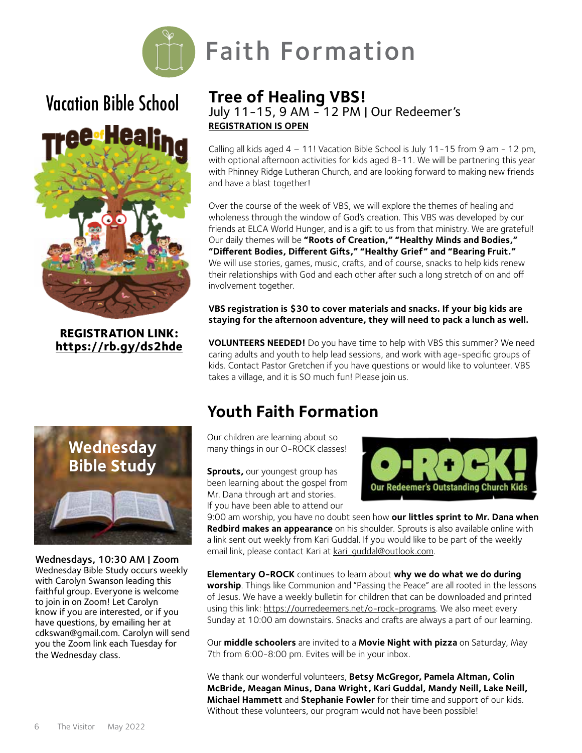# Faith Formation

## Vacation Bible School

**REGISTRATION LINK: https://rb.gy/ds2hde**

## Tree of Healing VBS!

July 11-15, 9 AM - 12 PM | Our Redeemer's

**REGISTRATION IS OPEN**

Calling all kids aged 4 – 11! Vacation Bible School is July 11-15 from 9 am - 12 pm, with optional afternoon activities for kids aged 8-11. We will be partnering this year with Phinney Ridge Lutheran Church, and are looking forward to making new friends and have a blast together!

Over the course of the week of VBS, we will explore the themes of healing and wholeness through the window of God's creation. This VBS was developed by our friends at ELCA World Hunger, and is a gift to us from that ministry. We are grateful! Our daily themes will be **"Roots of Creation," "Healthy Minds and Bodies," "Different Bodies, Different Gifts," "Healthy Grief" and "Bearing Fruit."** We will use stories, games, music, crafts, and of course, snacks to help kids renew their relationships with God and each other after such a long stretch of on and off involvement together.

**VBS registration is $30 to cover materials and snacks. If your big kids are staying for the afternoon adventure, they will need to pack a lunch as well.**

**VOLUNTEERS NEEDED!** Do you have time to help with VBS this summer? We need caring adults and youth to help lead sessions, and work with age-specific groups of kids. Contact Pastor Gretchen if you have questions or would like to volunteer. VBS takes a village, and it is SO much fun! Please join us.

## Wednesday Bible Study

Wednesdays, 10:30 AM | Zoom

Wednesday Bible Study occurs weekly with Carolyn Swanson leading this faithful group. Everyone is welcome to join in on Zoom! Let Carolyn know if you are interested, or if you have questions, by emailing her at cdkswan@gmail.com. Carolyn will send you the Zoom link each Tuesday for the Wednesday class.

## Youth Faith Formation

Our children are learning about so many things in our O-ROCK classes!

O-ROCK! Our Redeemer's Outstanding Church Kids

**Sprouts,** our youngest group has been learning about the gospel from Mr. Dana through art and stories. If you have been able to attend our 9:00 am worship, you have no doubt seen how **our littles sprint to Mr. Dana when Redbird makes an appearance** on his shoulder. Sprouts is also available online with a link sent out weekly from Kari Guddal. If you would like to be part of the weekly email link, please contact Kari at kari_guddal@outlook.com.

**Elementary O-ROCK** continues to learn about **why we do what we do during worship**. Things like Communion and "Passing the Peace" are all rooted in the lessons of Jesus. We have a weekly bulletin for children that can be downloaded and printed using this link: https://ourredeemers.net/o-rock-programs. We also meet every Sunday at 10:00 am downstairs. Snacks and crafts are always a part of our learning.

Our **middle schoolers** are invited to a **Movie Night with pizza** on Saturday, May 7th from 6:00-8:00 pm. Evites will be in your inbox.

We thank our wonderful volunteers, **Betsy McGregor, Pamela Altman, Colin McBride, Meagan Minus, Dana Wright, Kari Guddal, Mandy Neill, Lake Neill, Michael Hammett** and **Stephanie Fowler** for their time and support of our kids. Without these volunteers, our program would not have been possible!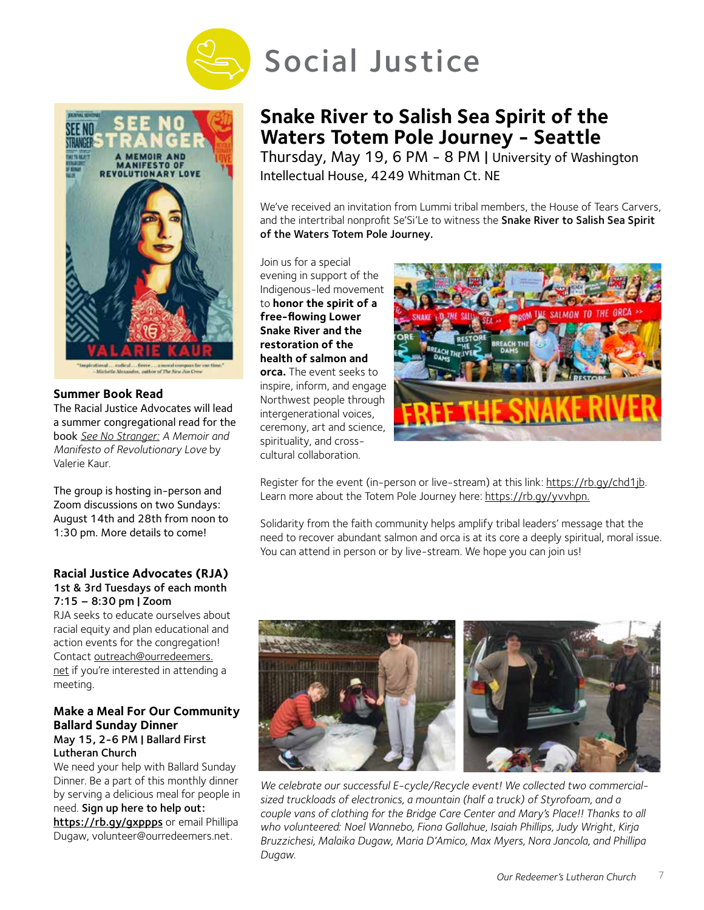# Social Justice

## Summer Book Read

The Racial Justice Advocates will lead a summer congregational read for the book *See No Stranger: A Memoir and Manifesto of Revolutionary Love* by Valerie Kaur.

The group is hosting in-person and Zoom discussions on two Sundays: August 14th and 28th from noon to 1:30 pm. More details to come!

## Racial Justice Advocates (RJA)

**1st & 3rd Tuesdays of each month**
**7:15 – 8:30 pm | Zoom**

RJA seeks to educate ourselves about racial equity and plan educational and action events for the congregation! Contact outreach@ourredeemers.net if you're interested in attending a meeting.

## Make a Meal For Our Community Ballard Sunday Dinner

**May 15, 2-6 PM | Ballard First Lutheran Church**

We need your help with Ballard Sunday Dinner. Be a part of this monthly dinner by serving a delicious meal for people in need. **Sign up here to help out: https://rb.gy/gxppps** or email Phillipa Dugaw, volunteer@ourredeemers.net.

## Snake River to Salish Sea Spirit of the Waters Totem Pole Journey - Seattle

Thursday, May 19, 6 PM - 8 PM | University of Washington Intellectual House, 4249 Whitman Ct. NE

We've received an invitation from Lummi tribal members, the House of Tears Carvers, and the intertribal nonprofit Se'Si'Le to witness the **Snake River to Salish Sea Spirit of the Waters Totem Pole Journey.**

Join us for a special evening in support of the Indigenous-led movement to **honor the spirit of a free-flowing Lower Snake River and the restoration of the health of salmon and orca.** The event seeks to inspire, inform, and engage Northwest people through intergenerational voices, ceremony, art and science, spirituality, and cross-cultural collaboration.

Register for the event (in-person or live-stream) at this link: https://rb.gy/chd1jb. Learn more about the Totem Pole Journey here: https://rb.gy/yvvhpn.

Solidarity from the faith community helps amplify tribal leaders' message that the need to recover abundant salmon and orca is at its core a deeply spiritual, moral issue. You can attend in person or by live-stream. We hope you can join us!

*We celebrate our successful E-cycle/Recycle event! We collected two commercial-sized truckloads of electronics, a mountain (half a truck) of Styrofoam, and a couple vans of clothing for the Bridge Care Center and Mary's Place!! Thanks to all who volunteered: Noel Wannebo, Fiona Gallahue, Isaiah Phillips, Judy Wright, Kirja Bruzzichesi, Malaika Dugaw, Maria D'Amico, Max Myers, Nora Jancola, and Phillipa Dugaw.*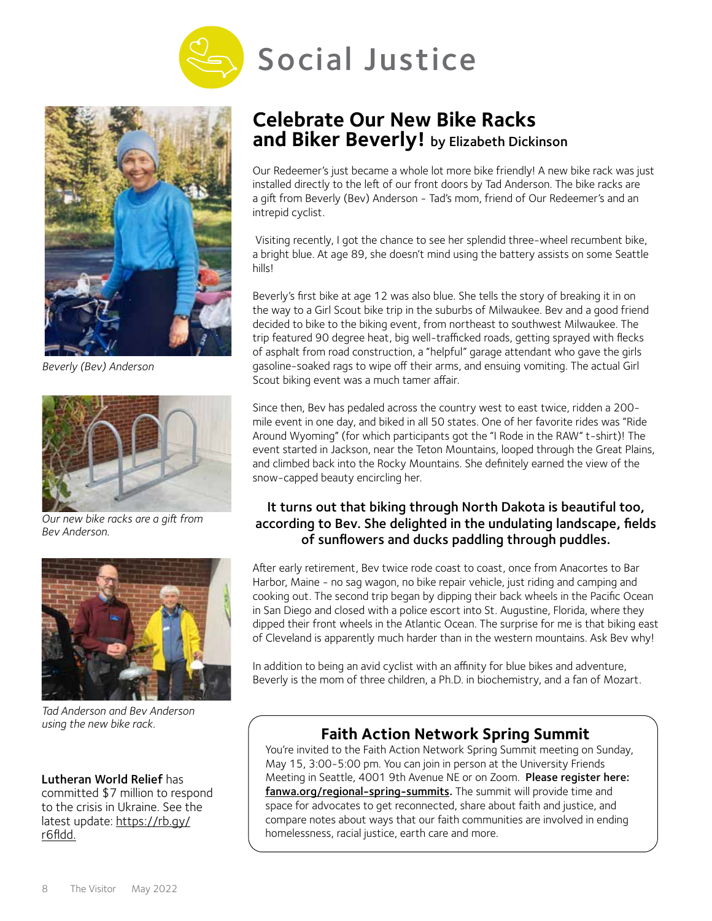# Social Justice

## Celebrate Our New Bike Racks and Biker Beverly! by Elizabeth Dickinson

Our Redeemer's just became a whole lot more bike friendly! A new bike rack was just installed directly to the left of our front doors by Tad Anderson. The bike racks are a gift from Beverly (Bev) Anderson - Tad's mom, friend of Our Redeemer's and an intrepid cyclist.

Visiting recently, I got the chance to see her splendid three-wheel recumbent bike, a bright blue. At age 89, she doesn't mind using the battery assists on some Seattle hills!

Beverly's first bike at age 12 was also blue. She tells the story of breaking it in on the way to a Girl Scout bike trip in the suburbs of Milwaukee. Bev and a good friend decided to bike to the biking event, from northeast to southwest Milwaukee. The trip featured 90 degree heat, big well-trafficked roads, getting sprayed with flecks of asphalt from road construction, a "helpful" garage attendant who gave the girls gasoline-soaked rags to wipe off their arms, and ensuing vomiting. The actual Girl Scout biking event was a much tamer affair.

Since then, Bev has pedaled across the country west to east twice, ridden a 200-mile event in one day, and biked in all 50 states. One of her favorite rides was "Ride Around Wyoming" (for which participants got the "I Rode in the RAW" t-shirt)! The event started in Jackson, near the Teton Mountains, looped through the Great Plains, and climbed back into the Rocky Mountains. She definitely earned the view of the snow-capped beauty encircling her.

**It turns out that biking through North Dakota is beautiful too, according to Bev. She delighted in the undulating landscape, fields of sunflowers and ducks paddling through puddles.**

After early retirement, Bev twice rode coast to coast, once from Anacortes to Bar Harbor, Maine - no sag wagon, no bike repair vehicle, just riding and camping and cooking out. The second trip began by dipping their back wheels in the Pacific Ocean in San Diego and closed with a police escort into St. Augustine, Florida, where they dipped their front wheels in the Atlantic Ocean. The surprise for me is that biking east of Cleveland is apparently much harder than in the western mountains. Ask Bev why!

In addition to being an avid cyclist with an affinity for blue bikes and adventure, Beverly is the mom of three children, a Ph.D. in biochemistry, and a fan of Mozart.

*Beverly (Bev) Anderson*

*Our new bike racks are a gift from Bev Anderson.*

*Tad Anderson and Bev Anderson using the new bike rack.*

**Lutheran World Relief** has committed $7 million to respond to the crisis in Ukraine. See the latest update: https://rb.gy/r6fldd.

### Faith Action Network Spring Summit

You're invited to the Faith Action Network Spring Summit meeting on Sunday, May 15, 3:00-5:00 pm. You can join in person at the University Friends Meeting in Seattle, 4001 9th Avenue NE or on Zoom. **Please register here: fanwa.org/regional-spring-summits.** The summit will provide time and space for advocates to get reconnected, share about faith and justice, and compare notes about ways that our faith communities are involved in ending homelessness, racial justice, earth care and more.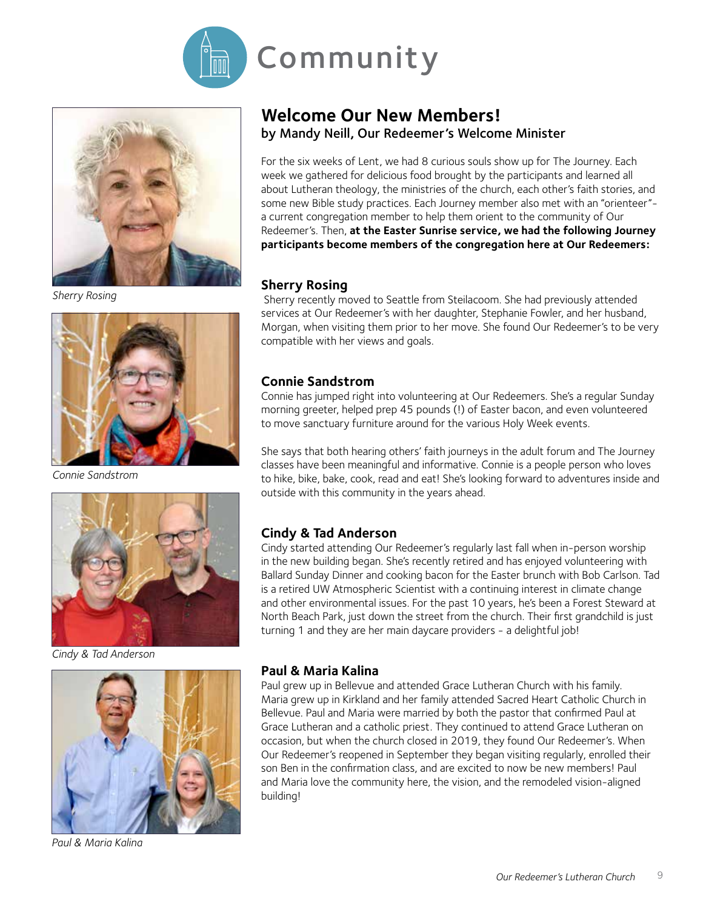# Community

## Welcome Our New Members!

### by Mandy Neill, Our Redeemer's Welcome Minister

For the six weeks of Lent, we had 8 curious souls show up for The Journey. Each week we gathered for delicious food brought by the participants and learned all about Lutheran theology, the ministries of the church, each other's faith stories, and some new Bible study practices. Each Journey member also met with an "orienteer"- a current congregation member to help them orient to the community of Our Redeemer's. Then, **at the Easter Sunrise service, we had the following Journey participants become members of the congregation here at Our Redeemers:**

### Sherry Rosing

Sherry recently moved to Seattle from Steilacoom. She had previously attended services at Our Redeemer's with her daughter, Stephanie Fowler, and her husband, Morgan, when visiting them prior to her move. She found Our Redeemer's to be very compatible with her views and goals.

*Sherry Rosing*

### Connie Sandstrom

Connie has jumped right into volunteering at Our Redeemers. She's a regular Sunday morning greeter, helped prep 45 pounds (!) of Easter bacon, and even volunteered to move sanctuary furniture around for the various Holy Week events.

She says that both hearing others' faith journeys in the adult forum and The Journey classes have been meaningful and informative. Connie is a people person who loves to hike, bike, bake, cook, read and eat! She's looking forward to adventures inside and outside with this community in the years ahead.

*Connie Sandstrom*

### Cindy & Tad Anderson

Cindy started attending Our Redeemer's regularly last fall when in-person worship in the new building began. She's recently retired and has enjoyed volunteering with Ballard Sunday Dinner and cooking bacon for the Easter brunch with Bob Carlson. Tad is a retired UW Atmospheric Scientist with a continuing interest in climate change and other environmental issues. For the past 10 years, he's been a Forest Steward at North Beach Park, just down the street from the church. Their first grandchild is just turning 1 and they are her main daycare providers - a delightful job!

*Cindy & Tad Anderson*

### Paul & Maria Kalina

Paul grew up in Bellevue and attended Grace Lutheran Church with his family. Maria grew up in Kirkland and her family attended Sacred Heart Catholic Church in Bellevue. Paul and Maria were married by both the pastor that confirmed Paul at Grace Lutheran and a catholic priest. They continued to attend Grace Lutheran on occasion, but when the church closed in 2019, they found Our Redeemer's. When Our Redeemer's reopened in September they began visiting regularly, enrolled their son Ben in the confirmation class, and are excited to now be new members! Paul and Maria love the community here, the vision, and the remodeled vision-aligned building!

*Paul & Maria Kalina*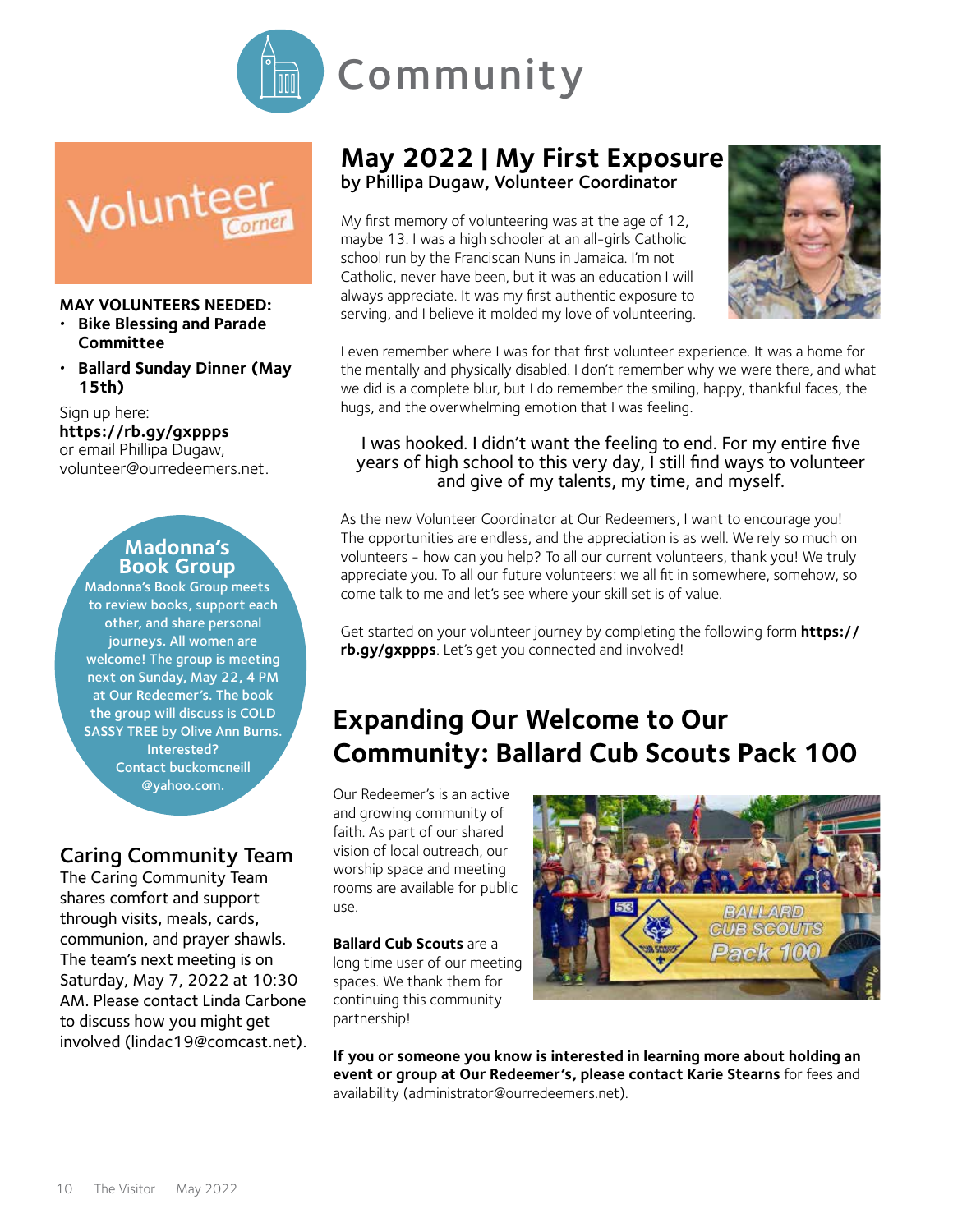# Community

## Volunteer Corner

**MAY VOLUNTEERS NEEDED:**

- **Bike Blessing and Parade Committee**
- **Ballard Sunday Dinner (May 15th)**

Sign up here:
**https://rb.gy/gxppps**
or email Phillipa Dugaw, volunteer@ourredeemers.net.

## Madonna's Book Group

Madonna's Book Group meets to review books, support each other, and share personal journeys. All women are welcome! The group is meeting next on Sunday, May 22, 4 PM at Our Redeemer's. The book the group will discuss is COLD SASSY TREE by Olive Ann Burns. Interested? Contact buckomcneill @yahoo.com.

## Caring Community Team

The Caring Community Team shares comfort and support through visits, meals, cards, communion, and prayer shawls. The team's next meeting is on Saturday, May 7, 2022 at 10:30 AM. Please contact Linda Carbone to discuss how you might get involved (lindac19@comcast.net).

## May 2022 | My First Exposure

**by Phillipa Dugaw, Volunteer Coordinator**

My first memory of volunteering was at the age of 12, maybe 13. I was a high schooler at an all-girls Catholic school run by the Franciscan Nuns in Jamaica. I'm not Catholic, never have been, but it was an education I will always appreciate. It was my first authentic exposure to serving, and I believe it molded my love of volunteering.

I even remember where I was for that first volunteer experience. It was a home for the mentally and physically disabled. I don't remember why we were there, and what we did is a complete blur, but I do remember the smiling, happy, thankful faces, the hugs, and the overwhelming emotion that I was feeling.

> I was hooked. I didn't want the feeling to end. For my entire five years of high school to this very day, I still find ways to volunteer and give of my talents, my time, and myself.

As the new Volunteer Coordinator at Our Redeemers, I want to encourage you! The opportunities are endless, and the appreciation is as well. We rely so much on volunteers - how can you help? To all our current volunteers, thank you! We truly appreciate you. To all our future volunteers: we all fit in somewhere, somehow, so come talk to me and let's see where your skill set is of value.

Get started on your volunteer journey by completing the following form **https://rb.gy/gxppps**. Let's get you connected and involved!

## Expanding Our Welcome to Our Community: Ballard Cub Scouts Pack 100

Our Redeemer's is an active and growing community of faith. As part of our shared vision of local outreach, our worship space and meeting rooms are available for public use.

**Ballard Cub Scouts** are a long time user of our meeting spaces. We thank them for continuing this community partnership!

**If you or someone you know is interested in learning more about holding an event or group at Our Redeemer's, please contact Karie Stearns** for fees and availability (administrator@ourredeemers.net).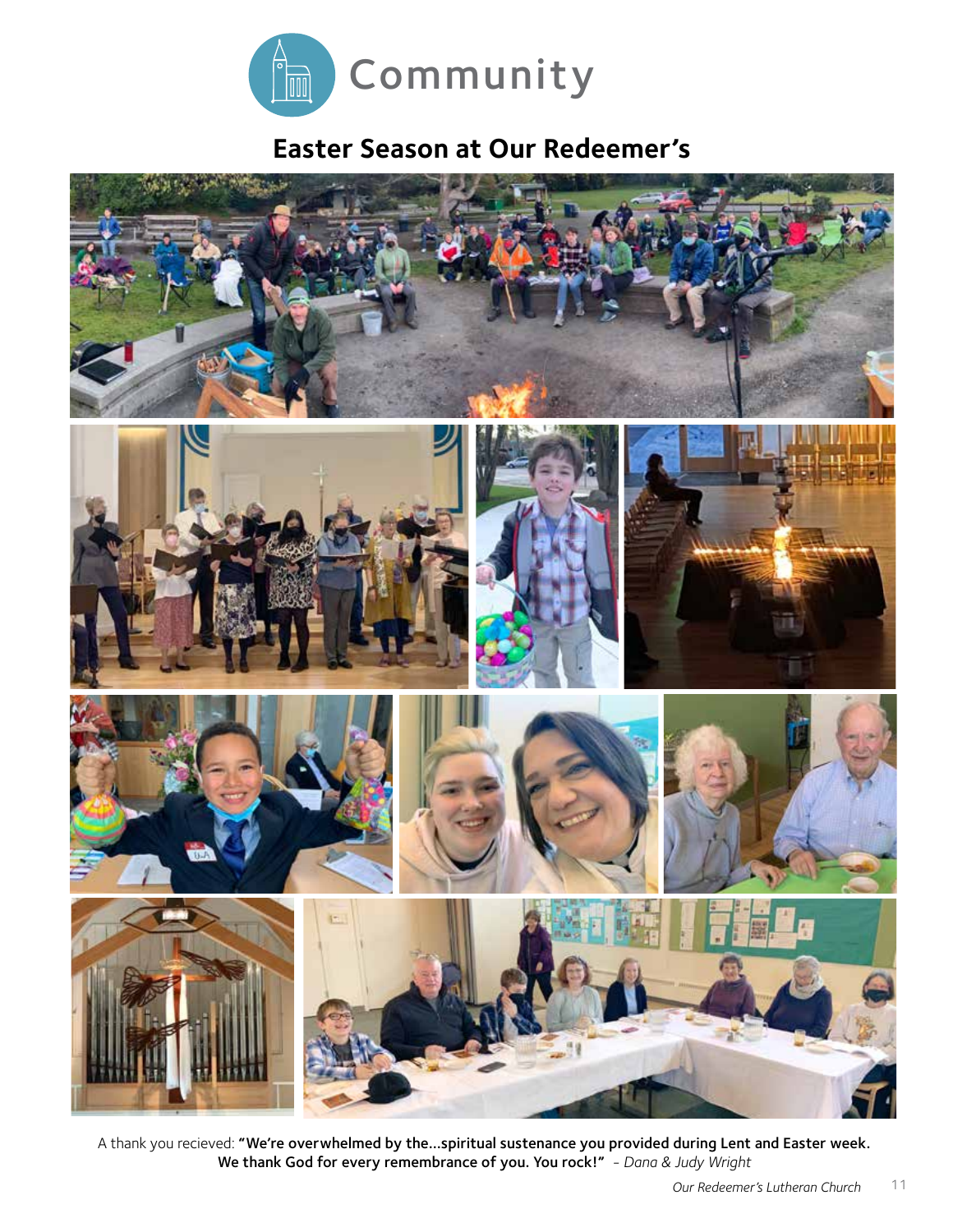# Community

## Easter Season at Our Redeemer's

A thank you recieved: **"We're overwhelmed by the...spiritual sustenance you provided during Lent and Easter week. We thank God for every remembrance of you. You rock!"** *- Dana & Judy Wright*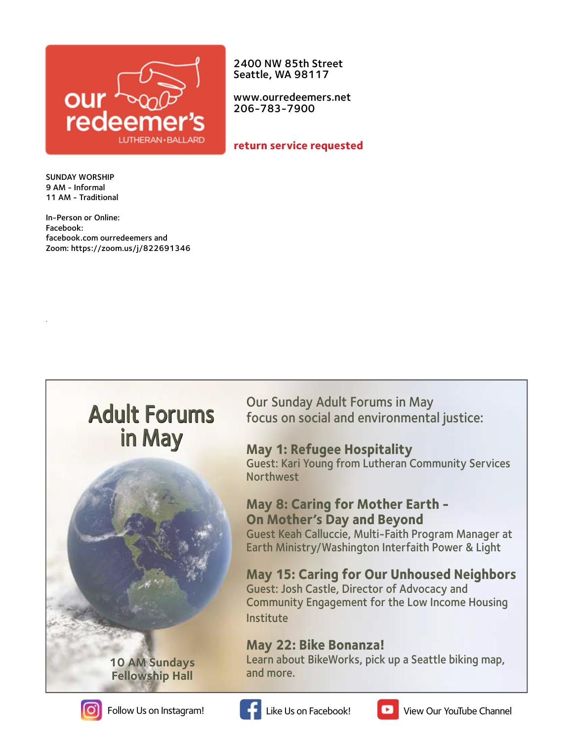our redeemer's
LUTHERAN • BALLARD

2400 NW 85th Street
Seattle, WA 98117

www.ourredeemers.net
206-783-7900

**return service requested**

SUNDAY WORSHIP
9 AM - Informal
11 AM - Traditional

In-Person or Online:
Facebook:
facebook.com ourredeemers and
Zoom: https://zoom.us/j/822691346

# Adult Forums in May

10 AM Sundays
Fellowship Hall

Our Sunday Adult Forums in May focus on social and environmental justice:

**May 1: Refugee Hospitality**
Guest: Kari Young from Lutheran Community Services Northwest

**May 8: Caring for Mother Earth - On Mother's Day and Beyond**
Guest Keah Calluccie, Multi-Faith Program Manager at Earth Ministry/Washington Interfaith Power & Light

**May 15: Caring for Our Unhoused Neighbors**
Guest: Josh Castle, Director of Advocacy and Community Engagement for the Low Income Housing Institute

**May 22: Bike Bonanza!**
Learn about BikeWorks, pick up a Seattle biking map, and more.

Follow Us on Instagram! Like Us on Facebook! View Our YouTube Channel